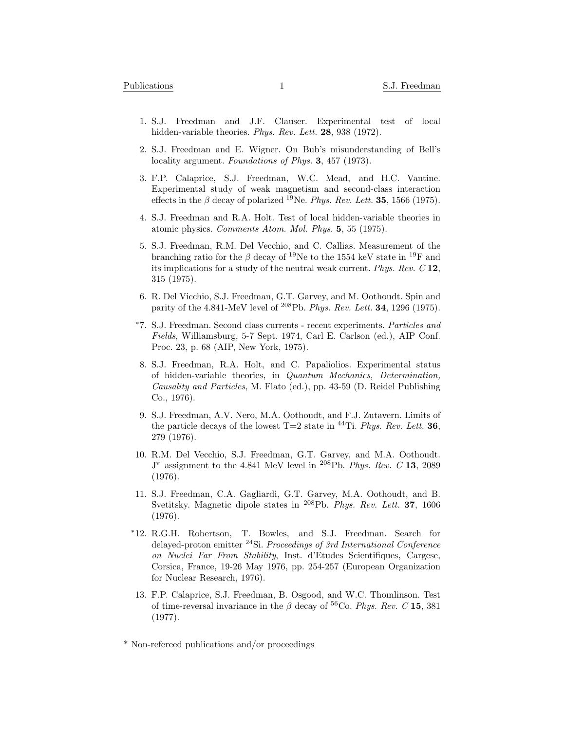1. S.J. Freedman and J.F. Clauser. Experimental test of local hidden-variable theories. *Phys. Rev. Lett.* **28**, 938 (1972).

2. S.J. Freedman and E. Wigner. On Bub's misunderstanding of Bell's locality argument. *Foundations of Phys.* **3**, 457 (1973).

3. F.P. Calaprice, S.J. Freedman, W.C. Mead, and H.C. Vantine. Experimental study of weak magnetism and second-class interaction effects in the $\beta$ decay of polarized $^{19}$Ne. *Phys. Rev. Lett.* **35**, 1566 (1975).

4. S.J. Freedman and R.A. Holt. Test of local hidden-variable theories in atomic physics. *Comments Atom. Mol. Phys.* **5**, 55 (1975).

5. S.J. Freedman, R.M. Del Vecchio, and C. Callias. Measurement of the branching ratio for the $\beta$ decay of $^{19}$Ne to the 1554 keV state in $^{19}$F and its implications for a study of the neutral weak current. *Phys. Rev. C* **12**, 315 (1975).

6. R. Del Vicchio, S.J. Freedman, G.T. Garvey, and M. Oothoudt. Spin and parity of the 4.841-MeV level of $^{208}$Pb. *Phys. Rev. Lett.* **34**, 1296 (1975).

*7. S.J. Freedman. Second class currents - recent experiments. *Particles and Fields*, Williamsburg, 5-7 Sept. 1974, Carl E. Carlson (ed.), AIP Conf. Proc. 23, p. 68 (AIP, New York, 1975).

8. S.J. Freedman, R.A. Holt, and C. Papaliolios. Experimental status of hidden-variable theories, in *Quantum Mechanics, Determination, Causality and Particles*, M. Flato (ed.), pp. 43-59 (D. Reidel Publishing Co., 1976).

9. S.J. Freedman, A.V. Nero, M.A. Oothoudt, and F.J. Zutavern. Limits of the particle decays of the lowest T=2 state in $^{44}$Ti. *Phys. Rev. Lett.* **36**, 279 (1976).

10. R.M. Del Vecchio, S.J. Freedman, G.T. Garvey, and M.A. Oothoudt. $J^{\pi}$ assignment to the 4.841 MeV level in $^{208}$Pb. *Phys. Rev. C* **13**, 2089 (1976).

11. S.J. Freedman, C.A. Gagliardi, G.T. Garvey, M.A. Oothoudt, and B. Svetitsky. Magnetic dipole states in $^{208}$Pb. *Phys. Rev. Lett.* **37**, 1606 (1976).

*12. R.G.H. Robertson, T. Bowles, and S.J. Freedman. Search for delayed-proton emitter $^{24}$Si. *Proceedings of 3rd International Conference on Nuclei Far From Stability*, Inst. d'Etudes Scientifiques, Cargese, Corsica, France, 19-26 May 1976, pp. 254-257 (European Organization for Nuclear Research, 1976).

13. F.P. Calaprice, S.J. Freedman, B. Osgood, and W.C. Thomlinson. Test of time-reversal invariance in the $\beta$ decay of $^{56}$Co. *Phys. Rev. C* **15**, 381 (1977).

* Non-refereed publications and/or proceedings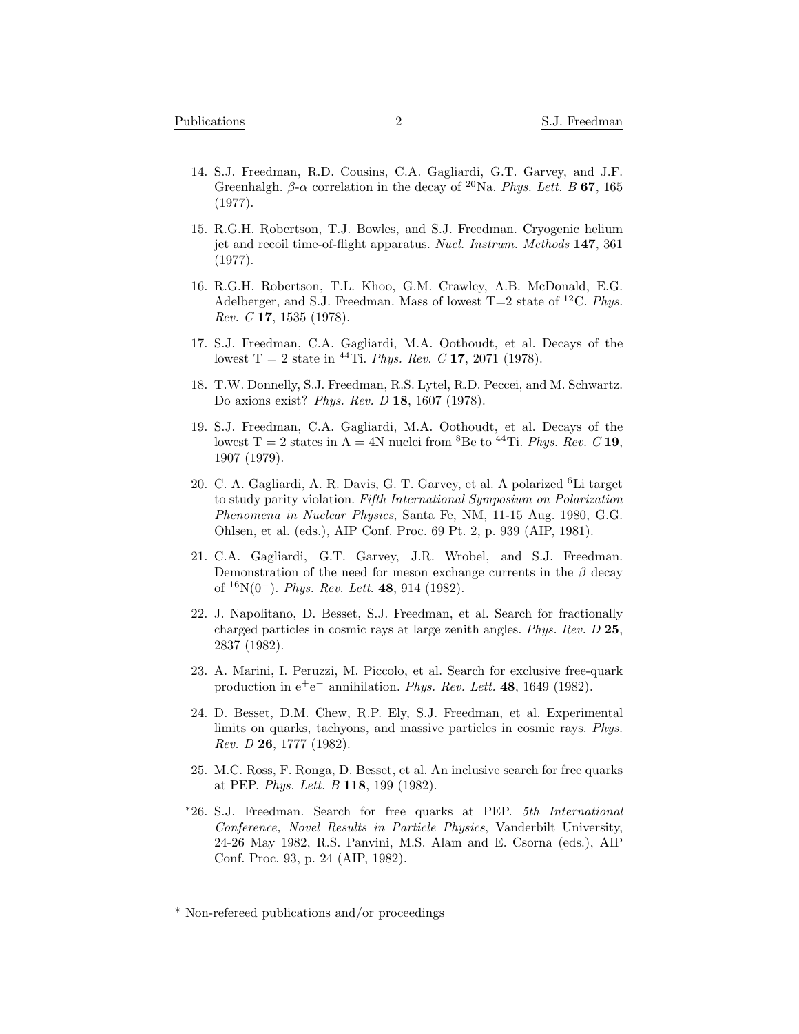14. S.J. Freedman, R.D. Cousins, C.A. Gagliardi, G.T. Garvey, and J.F. Greenhalgh. $\beta$-$\alpha$ correlation in the decay of $^{20}$Na. *Phys. Lett. B* **67**, 165 (1977).

15. R.G.H. Robertson, T.J. Bowles, and S.J. Freedman. Cryogenic helium jet and recoil time-of-flight apparatus. *Nucl. Instrum. Methods* **147**, 361 (1977).

16. R.G.H. Robertson, T.L. Khoo, G.M. Crawley, A.B. McDonald, E.G. Adelberger, and S.J. Freedman. Mass of lowest T=2 state of $^{12}$C. *Phys. Rev. C* **17**, 1535 (1978).

17. S.J. Freedman, C.A. Gagliardi, M.A. Oothoudt, et al. Decays of the lowest T = 2 state in $^{44}$Ti. *Phys. Rev. C* **17**, 2071 (1978).

18. T.W. Donnelly, S.J. Freedman, R.S. Lytel, R.D. Peccei, and M. Schwartz. Do axions exist? *Phys. Rev. D* **18**, 1607 (1978).

19. S.J. Freedman, C.A. Gagliardi, M.A. Oothoudt, et al. Decays of the lowest T = 2 states in A = 4N nuclei from $^{8}$Be to $^{44}$Ti. *Phys. Rev. C* **19**, 1907 (1979).

20. C. A. Gagliardi, A. R. Davis, G. T. Garvey, et al. A polarized $^{6}$Li target to study parity violation. *Fifth International Symposium on Polarization Phenomena in Nuclear Physics*, Santa Fe, NM, 11-15 Aug. 1980, G.G. Ohlsen, et al. (eds.), AIP Conf. Proc. 69 Pt. 2, p. 939 (AIP, 1981).

21. C.A. Gagliardi, G.T. Garvey, J.R. Wrobel, and S.J. Freedman. Demonstration of the need for meson exchange currents in the $\beta$ decay of $^{16}$N($0^-$). *Phys. Rev. Lett.* **48**, 914 (1982).

22. J. Napolitano, D. Besset, S.J. Freedman, et al. Search for fractionally charged particles in cosmic rays at large zenith angles. *Phys. Rev. D* **25**, 2837 (1982).

23. A. Marini, I. Peruzzi, M. Piccolo, et al. Search for exclusive free-quark production in $e^+e^-$ annihilation. *Phys. Rev. Lett.* **48**, 1649 (1982).

24. D. Besset, D.M. Chew, R.P. Ely, S.J. Freedman, et al. Experimental limits on quarks, tachyons, and massive particles in cosmic rays. *Phys. Rev. D* **26**, 1777 (1982).

25. M.C. Ross, F. Ronga, D. Besset, et al. An inclusive search for free quarks at PEP. *Phys. Lett. B* **118**, 199 (1982).

*26. S.J. Freedman. Search for free quarks at PEP. *5th International Conference, Novel Results in Particle Physics*, Vanderbilt University, 24-26 May 1982, R.S. Panvini, M.S. Alam and E. Csorna (eds.), AIP Conf. Proc. 93, p. 24 (AIP, 1982).

\* Non-refereed publications and/or proceedings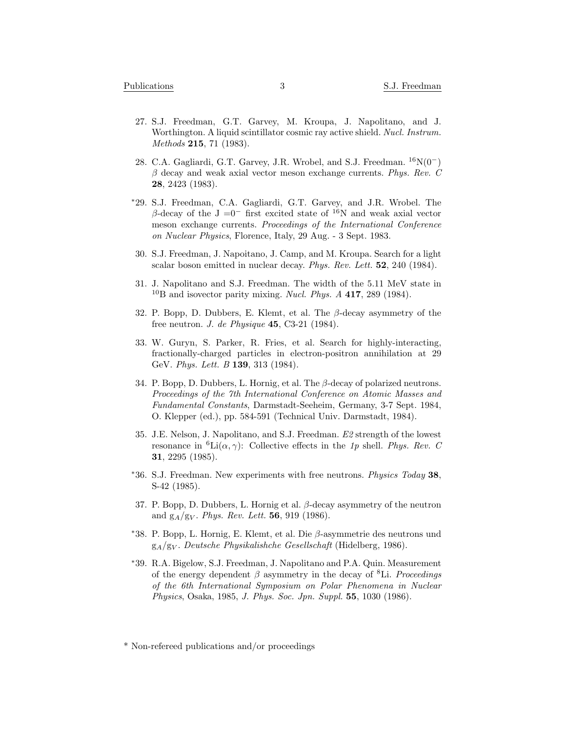27. S.J. Freedman, G.T. Garvey, M. Kroupa, J. Napolitano, and J. Worthington. A liquid scintillator cosmic ray active shield. *Nucl. Instrum. Methods* **215**, 71 (1983).

28. C.A. Gagliardi, G.T. Garvey, J.R. Wrobel, and S.J. Freedman. $^{16}$N($0^-$) $\beta$ decay and weak axial vector meson exchange currents. *Phys. Rev. C* **28**, 2423 (1983).

*29. S.J. Freedman, C.A. Gagliardi, G.T. Garvey, and J.R. Wrobel. The $\beta$-decay of the J $=0^-$ first excited state of $^{16}$N and weak axial vector meson exchange currents. *Proceedings of the International Conference on Nuclear Physics*, Florence, Italy, 29 Aug. - 3 Sept. 1983.

30. S.J. Freedman, J. Napoitano, J. Camp, and M. Kroupa. Search for a light scalar boson emitted in nuclear decay. *Phys. Rev. Lett.* **52**, 240 (1984).

31. J. Napolitano and S.J. Freedman. The width of the 5.11 MeV state in $^{10}$B and isovector parity mixing. *Nucl. Phys. A* **417**, 289 (1984).

32. P. Bopp, D. Dubbers, E. Klemt, et al. The $\beta$-decay asymmetry of the free neutron. *J. de Physique* **45**, C3-21 (1984).

33. W. Guryn, S. Parker, R. Fries, et al. Search for highly-interacting, fractionally-charged particles in electron-positron annihilation at 29 GeV. *Phys. Lett. B* **139**, 313 (1984).

34. P. Bopp, D. Dubbers, L. Hornig, et al. The $\beta$-decay of polarized neutrons. *Proceedings of the 7th International Conference on Atomic Masses and Fundamental Constants*, Darmstadt-Seeheim, Germany, 3-7 Sept. 1984, O. Klepper (ed.), pp. 584-591 (Technical Univ. Darmstadt, 1984).

35. J.E. Nelson, J. Napolitano, and S.J. Freedman. *E2* strength of the lowest resonance in $^6$Li($\alpha,\gamma$): Collective effects in the *1p* shell. *Phys. Rev. C* **31**, 2295 (1985).

*36. S.J. Freedman. New experiments with free neutrons. *Physics Today* **38**, S-42 (1985).

37. P. Bopp, D. Dubbers, L. Hornig et al. $\beta$-decay asymmetry of the neutron and $g_A/g_V$. *Phys. Rev. Lett.* **56**, 919 (1986).

*38. P. Bopp, L. Hornig, E. Klemt, et al. Die $\beta$-asymmetrie des neutrons und $g_A/g_V$. *Deutsche Physikalishche Gesellschaft* (Hidelberg, 1986).

*39. R.A. Bigelow, S.J. Freedman, J. Napolitano and P.A. Quin. Measurement of the energy dependent $\beta$ asymmetry in the decay of $^8$Li. *Proceedings of the 6th International Symposium on Polar Phenomena in Nuclear Physics*, Osaka, 1985, *J. Phys. Soc. Jpn. Suppl.* **55**, 1030 (1986).

\* Non-refereed publications and/or proceedings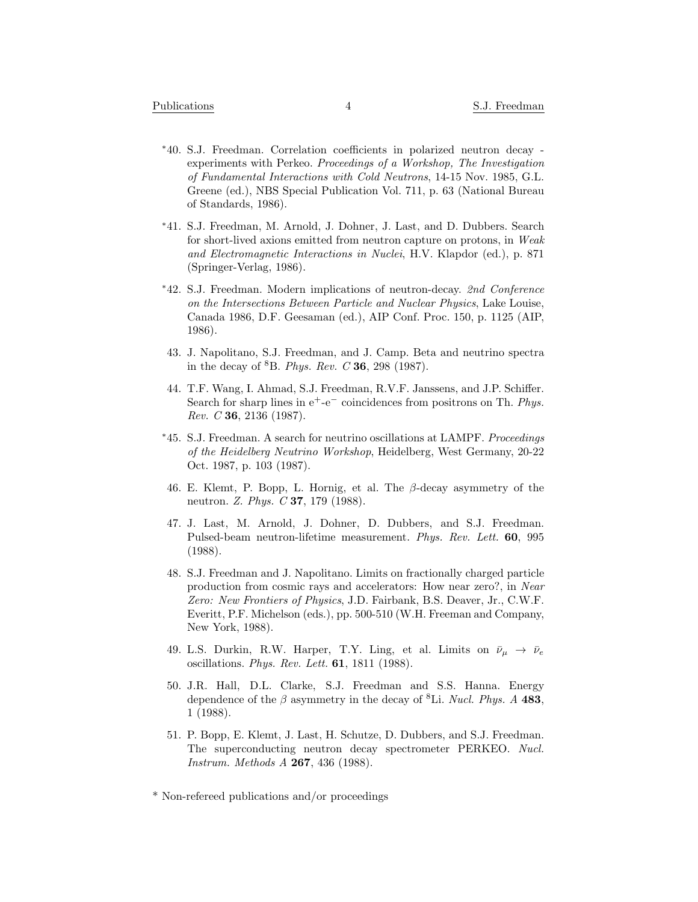*40. S.J. Freedman. Correlation coefficients in polarized neutron decay - experiments with Perkeo. *Proceedings of a Workshop, The Investigation of Fundamental Interactions with Cold Neutrons*, 14-15 Nov. 1985, G.L. Greene (ed.), NBS Special Publication Vol. 711, p. 63 (National Bureau of Standards, 1986).

*41. S.J. Freedman, M. Arnold, J. Dohner, J. Last, and D. Dubbers. Search for short-lived axions emitted from neutron capture on protons, in *Weak and Electromagnetic Interactions in Nuclei*, H.V. Klapdor (ed.), p. 871 (Springer-Verlag, 1986).

*42. S.J. Freedman. Modern implications of neutron-decay. *2nd Conference on the Intersections Between Particle and Nuclear Physics*, Lake Louise, Canada 1986, D.F. Geesaman (ed.), AIP Conf. Proc. 150, p. 1125 (AIP, 1986).

43. J. Napolitano, S.J. Freedman, and J. Camp. Beta and neutrino spectra in the decay of $^{8}$B. *Phys. Rev. C* **36**, 298 (1987).

44. T.F. Wang, I. Ahmad, S.J. Freedman, R.V.F. Janssens, and J.P. Schiffer. Search for sharp lines in $e^{+}$-$e^{-}$ coincidences from positrons on Th. *Phys. Rev. C* **36**, 2136 (1987).

*45. S.J. Freedman. A search for neutrino oscillations at LAMPF. *Proceedings of the Heidelberg Neutrino Workshop*, Heidelberg, West Germany, 20-22 Oct. 1987, p. 103 (1987).

46. E. Klemt, P. Bopp, L. Hornig, et al. The $\beta$-decay asymmetry of the neutron. *Z. Phys. C* **37**, 179 (1988).

47. J. Last, M. Arnold, J. Dohner, D. Dubbers, and S.J. Freedman. Pulsed-beam neutron-lifetime measurement. *Phys. Rev. Lett.* **60**, 995 (1988).

48. S.J. Freedman and J. Napolitano. Limits on fractionally charged particle production from cosmic rays and accelerators: How near zero?, in *Near Zero: New Frontiers of Physics*, J.D. Fairbank, B.S. Deaver, Jr., C.W.F. Everitt, P.F. Michelson (eds.), pp. 500-510 (W.H. Freeman and Company, New York, 1988).

49. L.S. Durkin, R.W. Harper, T.Y. Ling, et al. Limits on $\bar{\nu}_\mu \rightarrow \bar{\nu}_e$ oscillations. *Phys. Rev. Lett.* **61**, 1811 (1988).

50. J.R. Hall, D.L. Clarke, S.J. Freedman and S.S. Hanna. Energy dependence of the $\beta$ asymmetry in the decay of $^{8}$Li. *Nucl. Phys. A* **483**, 1 (1988).

51. P. Bopp, E. Klemt, J. Last, H. Schutze, D. Dubbers, and S.J. Freedman. The superconducting neutron decay spectrometer PERKEO. *Nucl. Instrum. Methods A* **267**, 436 (1988).

* Non-refereed publications and/or proceedings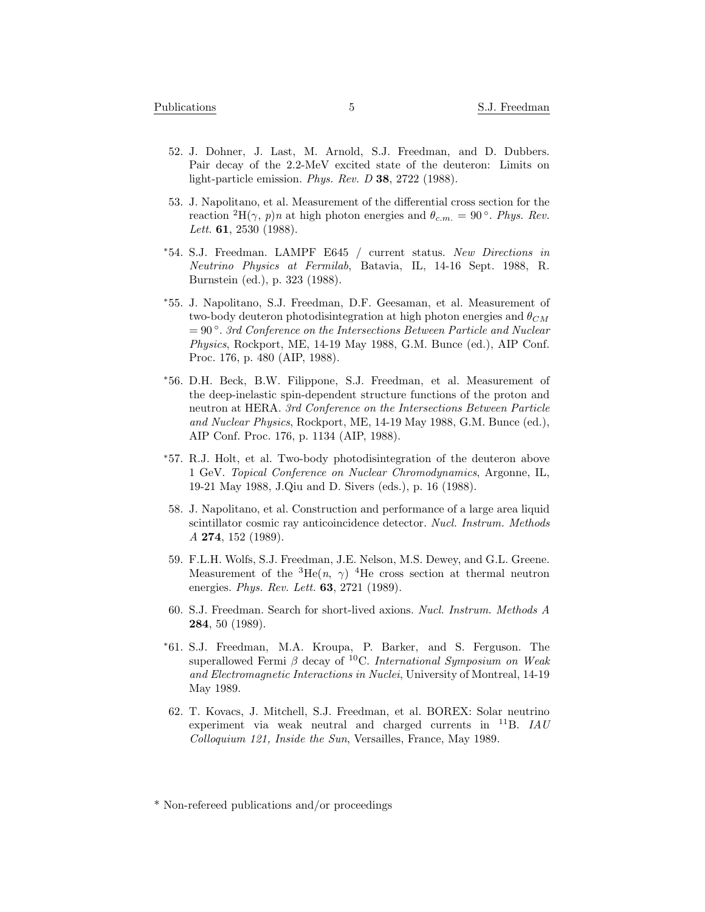52. J. Dohner, J. Last, M. Arnold, S.J. Freedman, and D. Dubbers. Pair decay of the 2.2-MeV excited state of the deuteron: Limits on light-particle emission. *Phys. Rev. D* **38**, 2722 (1988).

53. J. Napolitano, et al. Measurement of the differential cross section for the reaction $^{2}$H($\gamma$, $p$)$n$ at high photon energies and $\theta_{c.m.} = 90^\circ$. *Phys. Rev. Lett.* **61**, 2530 (1988).

*54. S.J. Freedman. LAMPF E645 / current status. *New Directions in Neutrino Physics at Fermilab*, Batavia, IL, 14-16 Sept. 1988, R. Burnstein (ed.), p. 323 (1988).

*55. J. Napolitano, S.J. Freedman, D.F. Geesaman, et al. Measurement of two-body deuteron photodisintegration at high photon energies and $\theta_{CM} = 90^\circ$. *3rd Conference on the Intersections Between Particle and Nuclear Physics*, Rockport, ME, 14-19 May 1988, G.M. Bunce (ed.), AIP Conf. Proc. 176, p. 480 (AIP, 1988).

*56. D.H. Beck, B.W. Filippone, S.J. Freedman, et al. Measurement of the deep-inelastic spin-dependent structure functions of the proton and neutron at HERA. *3rd Conference on the Intersections Between Particle and Nuclear Physics*, Rockport, ME, 14-19 May 1988, G.M. Bunce (ed.), AIP Conf. Proc. 176, p. 1134 (AIP, 1988).

*57. R.J. Holt, et al. Two-body photodisintegration of the deuteron above 1 GeV. *Topical Conference on Nuclear Chromodynamics*, Argonne, IL, 19-21 May 1988, J.Qiu and D. Sivers (eds.), p. 16 (1988).

58. J. Napolitano, et al. Construction and performance of a large area liquid scintillator cosmic ray anticoincidence detector. *Nucl. Instrum. Methods A* **274**, 152 (1989).

59. F.L.H. Wolfs, S.J. Freedman, J.E. Nelson, M.S. Dewey, and G.L. Greene. Measurement of the $^{3}$He($n$, $\gamma$) $^{4}$He cross section at thermal neutron energies. *Phys. Rev. Lett.* **63**, 2721 (1989).

60. S.J. Freedman. Search for short-lived axions. *Nucl. Instrum. Methods A* **284**, 50 (1989).

*61. S.J. Freedman, M.A. Kroupa, P. Barker, and S. Ferguson. The superallowed Fermi $\beta$ decay of $^{10}$C. *International Symposium on Weak and Electromagnetic Interactions in Nuclei*, University of Montreal, 14-19 May 1989.

62. T. Kovacs, J. Mitchell, S.J. Freedman, et al. BOREX: Solar neutrino experiment via weak neutral and charged currents in $^{11}$B. *IAU Colloquium 121, Inside the Sun*, Versailles, France, May 1989.

* Non-refereed publications and/or proceedings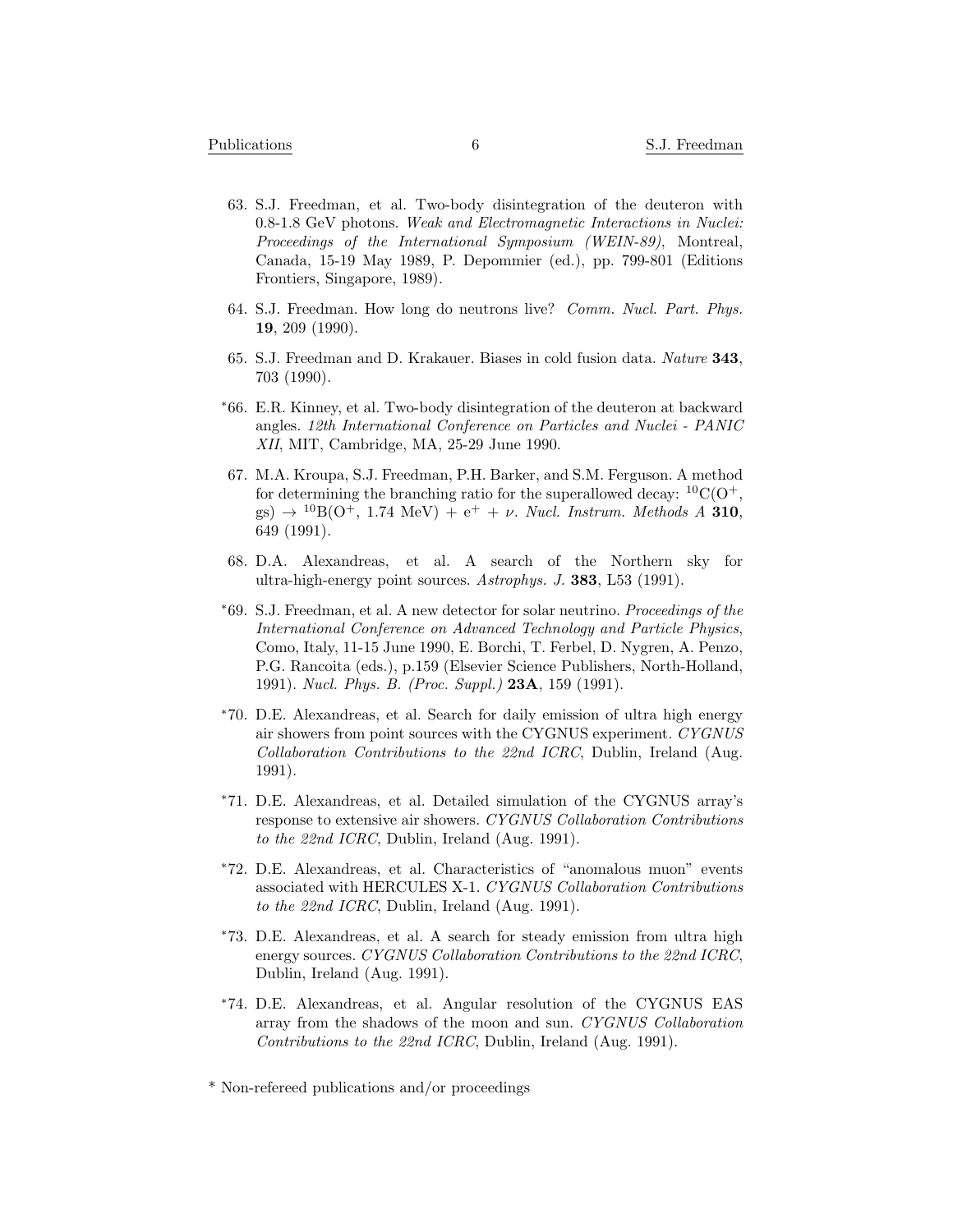63. S.J. Freedman, et al. Two-body disintegration of the deuteron with 0.8-1.8 GeV photons. *Weak and Electromagnetic Interactions in Nuclei: Proceedings of the International Symposium (WEIN-89)*, Montreal, Canada, 15-19 May 1989, P. Depommier (ed.), pp. 799-801 (Editions Frontiers, Singapore, 1989).

64. S.J. Freedman. How long do neutrons live? *Comm. Nucl. Part. Phys.* **19**, 209 (1990).

65. S.J. Freedman and D. Krakauer. Biases in cold fusion data. *Nature* **343**, 703 (1990).

*66. E.R. Kinney, et al. Two-body disintegration of the deuteron at backward angles. *12th International Conference on Particles and Nuclei - PANIC XII*, MIT, Cambridge, MA, 25-29 June 1990.

67. M.A. Kroupa, S.J. Freedman, P.H. Barker, and S.M. Ferguson. A method for determining the branching ratio for the superallowed decay: $^{10}C(O^+$, gs) $\rightarrow$ $^{10}B(O^+$, 1.74 MeV) + $e^+$ + $\nu$. *Nucl. Instrum. Methods A* **310**, 649 (1991).

68. D.A. Alexandreas, et al. A search of the Northern sky for ultra-high-energy point sources. *Astrophys. J.* **383**, L53 (1991).

*69. S.J. Freedman, et al. A new detector for solar neutrino. *Proceedings of the International Conference on Advanced Technology and Particle Physics*, Como, Italy, 11-15 June 1990, E. Borchi, T. Ferbel, D. Nygren, A. Penzo, P.G. Rancoita (eds.), p.159 (Elsevier Science Publishers, North-Holland, 1991). *Nucl. Phys. B. (Proc. Suppl.)* **23A**, 159 (1991).

*70. D.E. Alexandreas, et al. Search for daily emission of ultra high energy air showers from point sources with the CYGNUS experiment. *CYGNUS Collaboration Contributions to the 22nd ICRC*, Dublin, Ireland (Aug. 1991).

*71. D.E. Alexandreas, et al. Detailed simulation of the CYGNUS array's response to extensive air showers. *CYGNUS Collaboration Contributions to the 22nd ICRC*, Dublin, Ireland (Aug. 1991).

*72. D.E. Alexandreas, et al. Characteristics of "anomalous muon" events associated with HERCULES X-1. *CYGNUS Collaboration Contributions to the 22nd ICRC*, Dublin, Ireland (Aug. 1991).

*73. D.E. Alexandreas, et al. A search for steady emission from ultra high energy sources. *CYGNUS Collaboration Contributions to the 22nd ICRC*, Dublin, Ireland (Aug. 1991).

*74. D.E. Alexandreas, et al. Angular resolution of the CYGNUS EAS array from the shadows of the moon and sun. *CYGNUS Collaboration Contributions to the 22nd ICRC*, Dublin, Ireland (Aug. 1991).

* Non-refereed publications and/or proceedings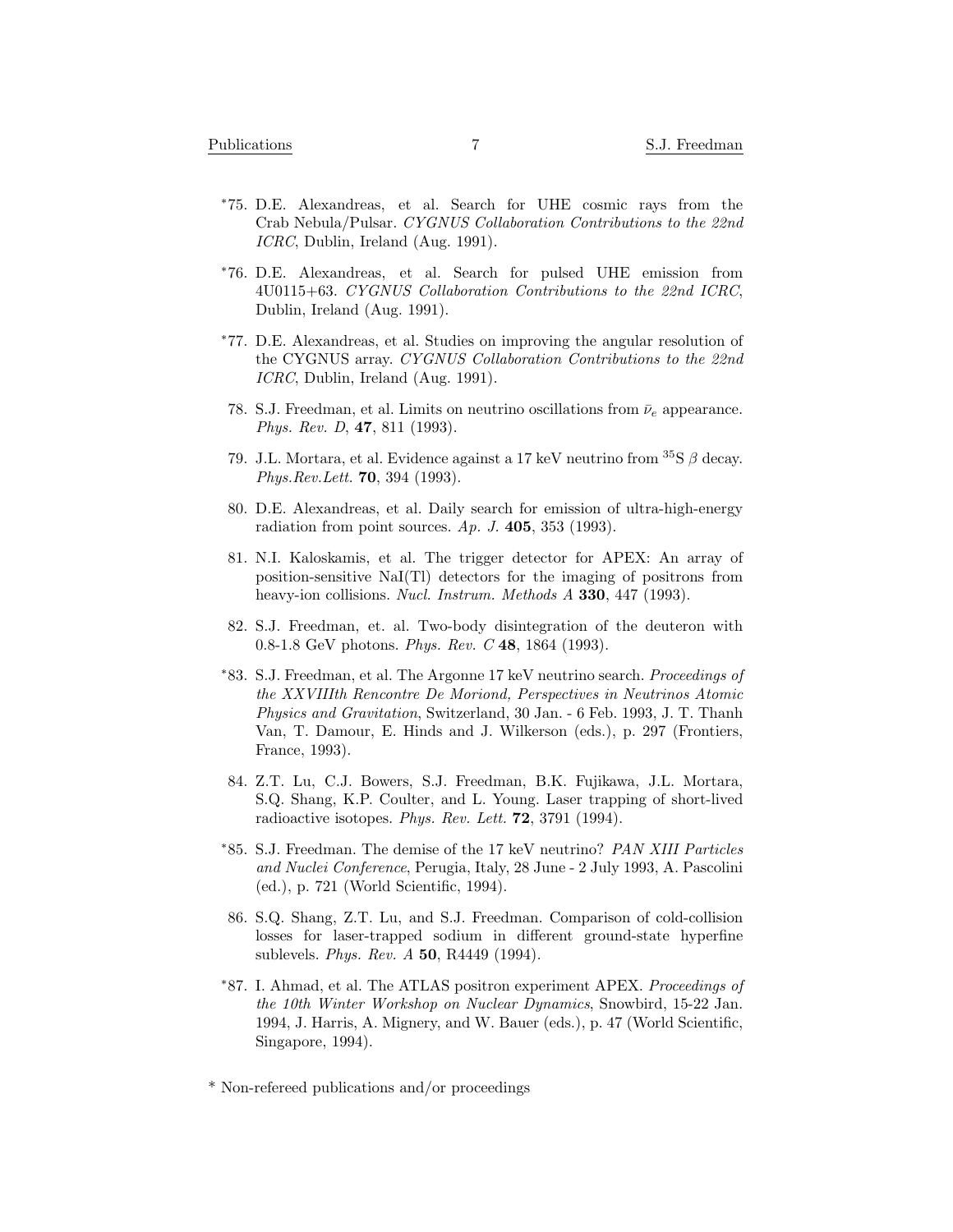*75. D.E. Alexandreas, et al. Search for UHE cosmic rays from the Crab Nebula/Pulsar. *CYGNUS Collaboration Contributions to the 22nd ICRC*, Dublin, Ireland (Aug. 1991).

*76. D.E. Alexandreas, et al. Search for pulsed UHE emission from 4U0115+63. *CYGNUS Collaboration Contributions to the 22nd ICRC*, Dublin, Ireland (Aug. 1991).

*77. D.E. Alexandreas, et al. Studies on improving the angular resolution of the CYGNUS array. *CYGNUS Collaboration Contributions to the 22nd ICRC*, Dublin, Ireland (Aug. 1991).

78. S.J. Freedman, et al. Limits on neutrino oscillations from $\bar{\nu}_e$ appearance. *Phys. Rev. D*, **47**, 811 (1993).

79. J.L. Mortara, et al. Evidence against a 17 keV neutrino from $^{35}$S $\beta$ decay. *Phys.Rev.Lett.* **70**, 394 (1993).

80. D.E. Alexandreas, et al. Daily search for emission of ultra-high-energy radiation from point sources. *Ap. J.* **405**, 353 (1993).

81. N.I. Kaloskamis, et al. The trigger detector for APEX: An array of position-sensitive NaI(Tl) detectors for the imaging of positrons from heavy-ion collisions. *Nucl. Instrum. Methods A* **330**, 447 (1993).

82. S.J. Freedman, et. al. Two-body disintegration of the deuteron with 0.8-1.8 GeV photons. *Phys. Rev. C* **48**, 1864 (1993).

*83. S.J. Freedman, et al. The Argonne 17 keV neutrino search. *Proceedings of the XXVIIIth Rencontre De Moriond, Perspectives in Neutrinos Atomic Physics and Gravitation*, Switzerland, 30 Jan. - 6 Feb. 1993, J. T. Thanh Van, T. Damour, E. Hinds and J. Wilkerson (eds.), p. 297 (Frontiers, France, 1993).

84. Z.T. Lu, C.J. Bowers, S.J. Freedman, B.K. Fujikawa, J.L. Mortara, S.Q. Shang, K.P. Coulter, and L. Young. Laser trapping of short-lived radioactive isotopes. *Phys. Rev. Lett.* **72**, 3791 (1994).

*85. S.J. Freedman. The demise of the 17 keV neutrino? *PAN XIII Particles and Nuclei Conference*, Perugia, Italy, 28 June - 2 July 1993, A. Pascolini (ed.), p. 721 (World Scientific, 1994).

86. S.Q. Shang, Z.T. Lu, and S.J. Freedman. Comparison of cold-collision losses for laser-trapped sodium in different ground-state hyperfine sublevels. *Phys. Rev. A* **50**, R4449 (1994).

*87. I. Ahmad, et al. The ATLAS positron experiment APEX. *Proceedings of the 10th Winter Workshop on Nuclear Dynamics*, Snowbird, 15-22 Jan. 1994, J. Harris, A. Mignery, and W. Bauer (eds.), p. 47 (World Scientific, Singapore, 1994).

* Non-refereed publications and/or proceedings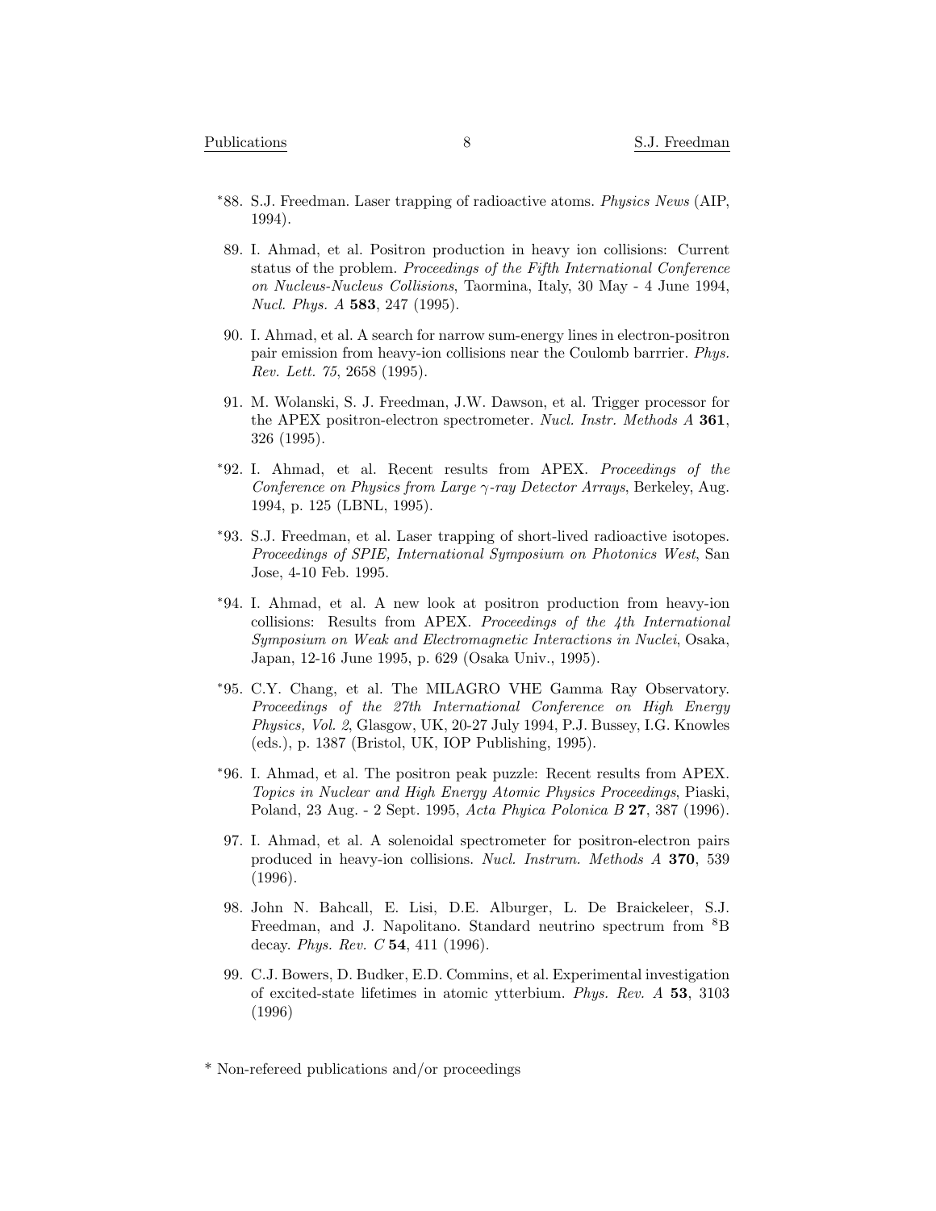*88. S.J. Freedman. Laser trapping of radioactive atoms. *Physics News* (AIP, 1994).

89. I. Ahmad, et al. Positron production in heavy ion collisions: Current status of the problem. *Proceedings of the Fifth International Conference on Nucleus-Nucleus Collisions*, Taormina, Italy, 30 May - 4 June 1994, *Nucl. Phys. A* **583**, 247 (1995).

90. I. Ahmad, et al. A search for narrow sum-energy lines in electron-positron pair emission from heavy-ion collisions near the Coulomb barrrier. *Phys. Rev. Lett. 75*, 2658 (1995).

91. M. Wolanski, S. J. Freedman, J.W. Dawson, et al. Trigger processor for the APEX positron-electron spectrometer. *Nucl. Instr. Methods A* **361**, 326 (1995).

*92. I. Ahmad, et al. Recent results from APEX. *Proceedings of the Conference on Physics from Large $\gamma$-ray Detector Arrays*, Berkeley, Aug. 1994, p. 125 (LBNL, 1995).

*93. S.J. Freedman, et al. Laser trapping of short-lived radioactive isotopes. *Proceedings of SPIE, International Symposium on Photonics West*, San Jose, 4-10 Feb. 1995.

*94. I. Ahmad, et al. A new look at positron production from heavy-ion collisions: Results from APEX. *Proceedings of the 4th International Symposium on Weak and Electromagnetic Interactions in Nuclei*, Osaka, Japan, 12-16 June 1995, p. 629 (Osaka Univ., 1995).

*95. C.Y. Chang, et al. The MILAGRO VHE Gamma Ray Observatory. *Proceedings of the 27th International Conference on High Energy Physics, Vol. 2*, Glasgow, UK, 20-27 July 1994, P.J. Bussey, I.G. Knowles (eds.), p. 1387 (Bristol, UK, IOP Publishing, 1995).

*96. I. Ahmad, et al. The positron peak puzzle: Recent results from APEX. *Topics in Nuclear and High Energy Atomic Physics Proceedings*, Piaski, Poland, 23 Aug. - 2 Sept. 1995, *Acta Phyica Polonica B* **27**, 387 (1996).

97. I. Ahmad, et al. A solenoidal spectrometer for positron-electron pairs produced in heavy-ion collisions. *Nucl. Instrum. Methods A* **370**, 539 (1996).

98. John N. Bahcall, E. Lisi, D.E. Alburger, L. De Braickeleer, S.J. Freedman, and J. Napolitano. Standard neutrino spectrum from $^{8}$B decay. *Phys. Rev. C* **54**, 411 (1996).

99. C.J. Bowers, D. Budker, E.D. Commins, et al. Experimental investigation of excited-state lifetimes in atomic ytterbium. *Phys. Rev. A* **53**, 3103 (1996)

* Non-refereed publications and/or proceedings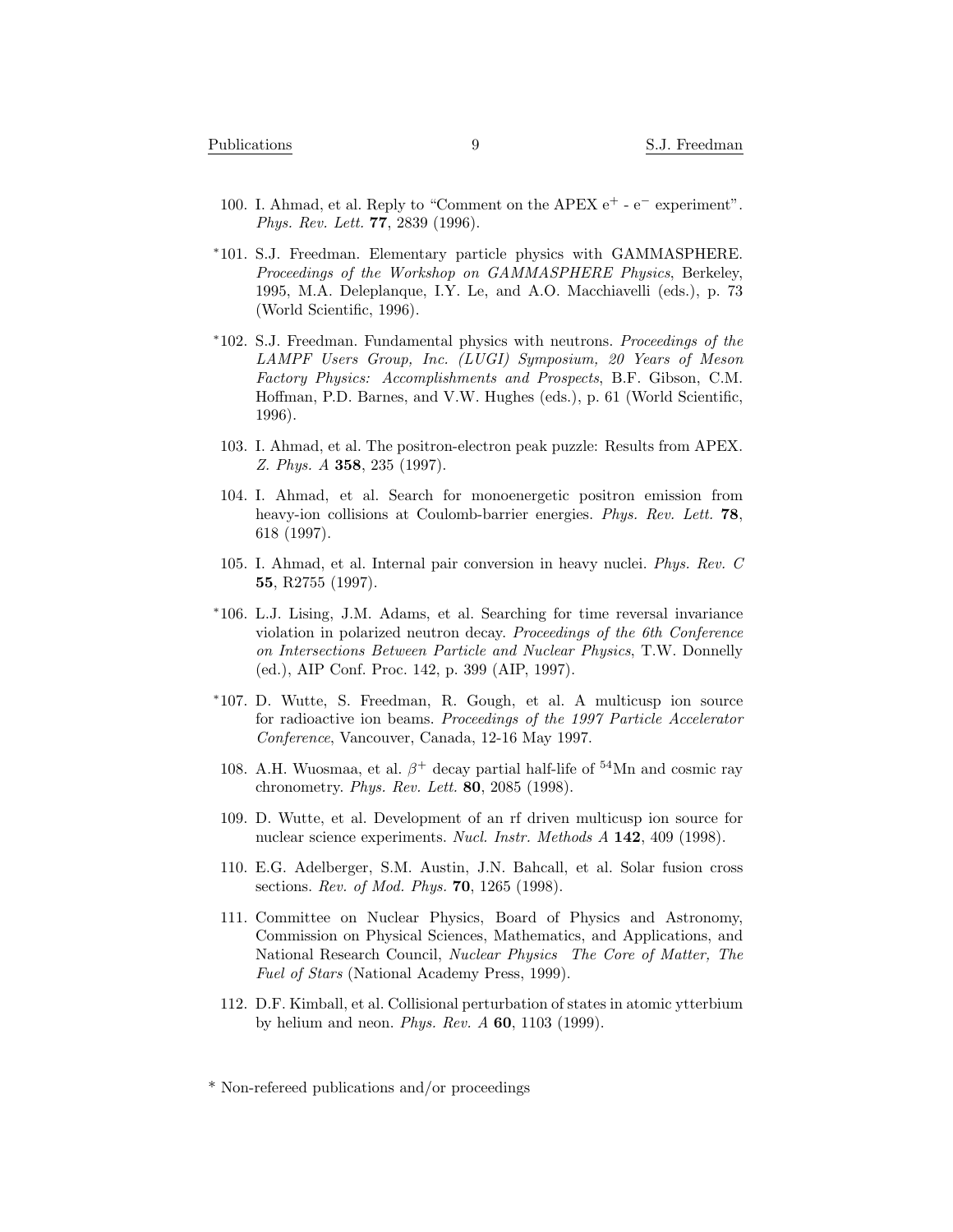100. I. Ahmad, et al. Reply to "Comment on the APEX $e^+$ - $e^-$ experiment". *Phys. Rev. Lett.* **77**, 2839 (1996).

*101. S.J. Freedman. Elementary particle physics with GAMMASPHERE. *Proceedings of the Workshop on GAMMASPHERE Physics*, Berkeley, 1995, M.A. Deleplanque, I.Y. Le, and A.O. Macchiavelli (eds.), p. 73 (World Scientific, 1996).

*102. S.J. Freedman. Fundamental physics with neutrons. *Proceedings of the LAMPF Users Group, Inc. (LUGI) Symposium, 20 Years of Meson Factory Physics: Accomplishments and Prospects*, B.F. Gibson, C.M. Hoffman, P.D. Barnes, and V.W. Hughes (eds.), p. 61 (World Scientific, 1996).

103. I. Ahmad, et al. The positron-electron peak puzzle: Results from APEX. *Z. Phys. A* **358**, 235 (1997).

104. I. Ahmad, et al. Search for monoenergetic positron emission from heavy-ion collisions at Coulomb-barrier energies. *Phys. Rev. Lett.* **78**, 618 (1997).

105. I. Ahmad, et al. Internal pair conversion in heavy nuclei. *Phys. Rev. C* **55**, R2755 (1997).

*106. L.J. Lising, J.M. Adams, et al. Searching for time reversal invariance violation in polarized neutron decay. *Proceedings of the 6th Conference on Intersections Between Particle and Nuclear Physics*, T.W. Donnelly (ed.), AIP Conf. Proc. 142, p. 399 (AIP, 1997).

*107. D. Wutte, S. Freedman, R. Gough, et al. A multicusp ion source for radioactive ion beams. *Proceedings of the 1997 Particle Accelerator Conference*, Vancouver, Canada, 12-16 May 1997.

108. A.H. Wuosmaa, et al. $\beta^+$ decay partial half-life of $^{54}$Mn and cosmic ray chronometry. *Phys. Rev. Lett.* **80**, 2085 (1998).

109. D. Wutte, et al. Development of an rf driven multicusp ion source for nuclear science experiments. *Nucl. Instr. Methods A* **142**, 409 (1998).

110. E.G. Adelberger, S.M. Austin, J.N. Bahcall, et al. Solar fusion cross sections. *Rev. of Mod. Phys.* **70**, 1265 (1998).

111. Committee on Nuclear Physics, Board of Physics and Astronomy, Commission on Physical Sciences, Mathematics, and Applications, and National Research Council, *Nuclear Physics The Core of Matter, The Fuel of Stars* (National Academy Press, 1999).

112. D.F. Kimball, et al. Collisional perturbation of states in atomic ytterbium by helium and neon. *Phys. Rev. A* **60**, 1103 (1999).

* Non-refereed publications and/or proceedings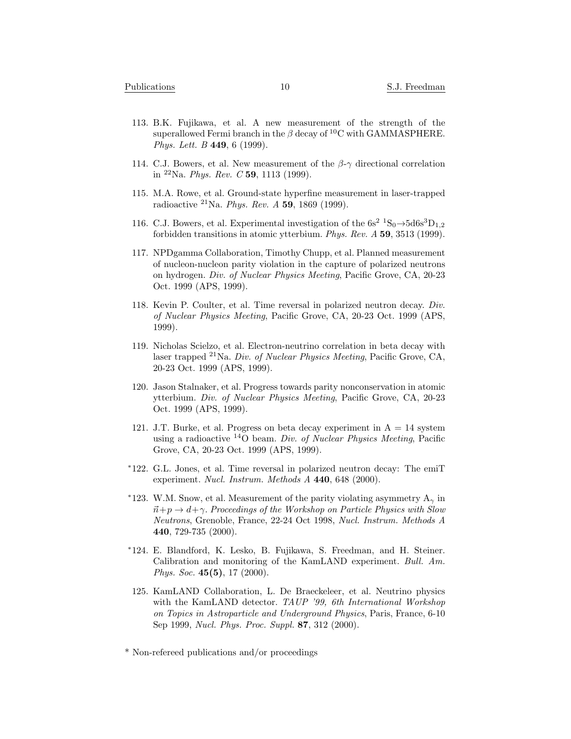113. B.K. Fujikawa, et al. A new measurement of the strength of the superallowed Fermi branch in the $\beta$ decay of $^{10}$C with GAMMASPHERE. *Phys. Lett. B* **449**, 6 (1999).

114. C.J. Bowers, et al. New measurement of the $\beta$-$\gamma$ directional correlation in $^{22}$Na. *Phys. Rev. C* **59**, 1113 (1999).

115. M.A. Rowe, et al. Ground-state hyperfine measurement in laser-trapped radioactive $^{21}$Na. *Phys. Rev. A* **59**, 1869 (1999).

116. C.J. Bowers, et al. Experimental investigation of the $6s^2\ ^1S_0 \rightarrow 5d6s^3D_{1,2}$ forbidden transitions in atomic ytterbium. *Phys. Rev. A* **59**, 3513 (1999).

117. NPDgamma Collaboration, Timothy Chupp, et al. Planned measurement of nucleon-nucleon parity violation in the capture of polarized neutrons on hydrogen. *Div. of Nuclear Physics Meeting*, Pacific Grove, CA, 20-23 Oct. 1999 (APS, 1999).

118. Kevin P. Coulter, et al. Time reversal in polarized neutron decay. *Div. of Nuclear Physics Meeting*, Pacific Grove, CA, 20-23 Oct. 1999 (APS, 1999).

119. Nicholas Scielzo, et al. Electron-neutrino correlation in beta decay with laser trapped $^{21}$Na. *Div. of Nuclear Physics Meeting*, Pacific Grove, CA, 20-23 Oct. 1999 (APS, 1999).

120. Jason Stalnaker, et al. Progress towards parity nonconservation in atomic ytterbium. *Div. of Nuclear Physics Meeting*, Pacific Grove, CA, 20-23 Oct. 1999 (APS, 1999).

121. J.T. Burke, et al. Progress on beta decay experiment in A = 14 system using a radioactive $^{14}$O beam. *Div. of Nuclear Physics Meeting*, Pacific Grove, CA, 20-23 Oct. 1999 (APS, 1999).

*122. G.L. Jones, et al. Time reversal in polarized neutron decay: The emiT experiment. *Nucl. Instrum. Methods A* **440**, 648 (2000).

*123. W.M. Snow, et al. Measurement of the parity violating asymmetry $A_\gamma$ in $\vec{n}+p \rightarrow d+\gamma$. *Proceedings of the Workshop on Particle Physics with Slow Neutrons*, Grenoble, France, 22-24 Oct 1998, *Nucl. Instrum. Methods A* **440**, 729-735 (2000).

*124. E. Blandford, K. Lesko, B. Fujikawa, S. Freedman, and H. Steiner. Calibration and monitoring of the KamLAND experiment. *Bull. Am. Phys. Soc.* **45(5)**, 17 (2000).

125. KamLAND Collaboration, L. De Braeckeleer, et al. Neutrino physics with the KamLAND detector. *TAUP '99, 6th International Workshop on Topics in Astroparticle and Underground Physics*, Paris, France, 6-10 Sep 1999, *Nucl. Phys. Proc. Suppl.* **87**, 312 (2000).

* Non-refereed publications and/or proceedings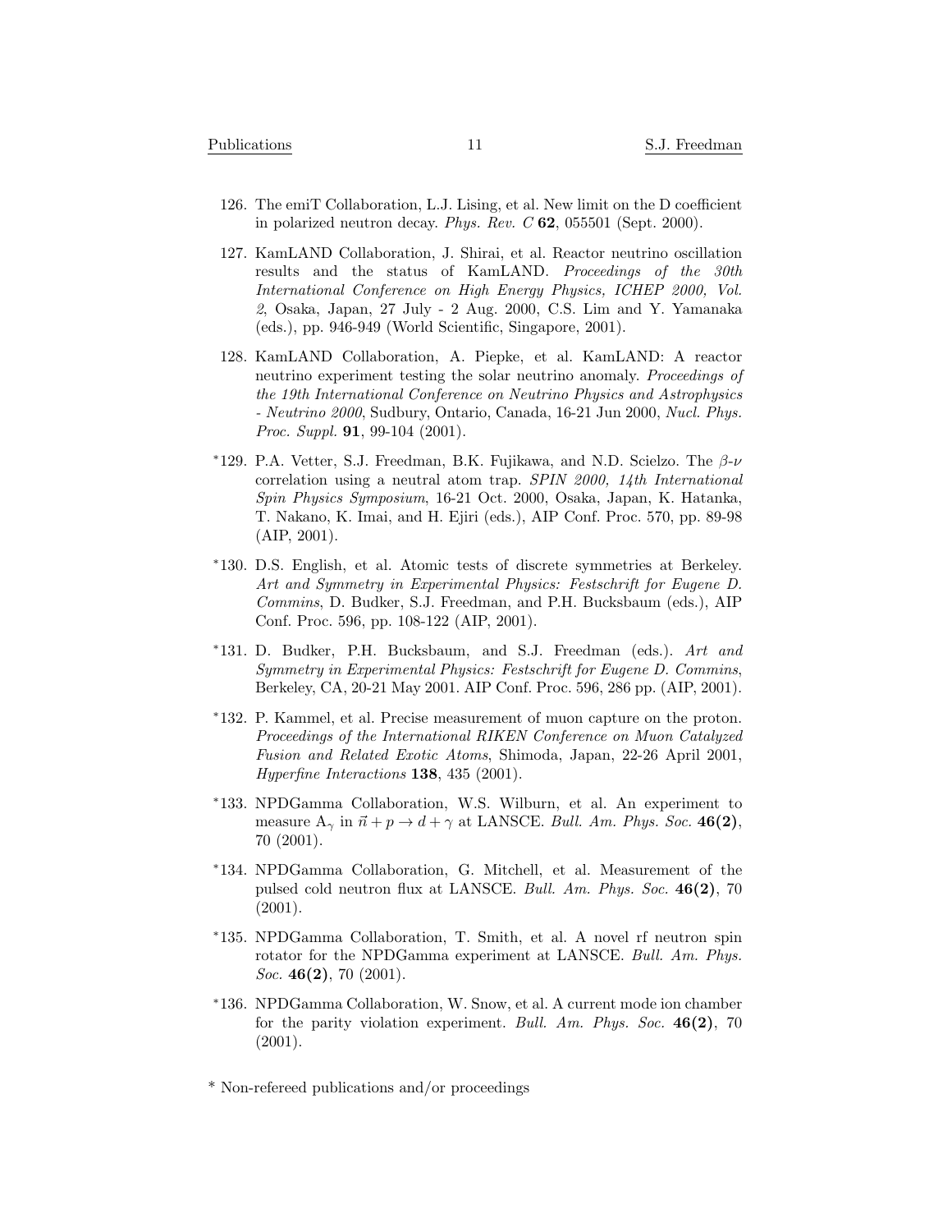126. The emiT Collaboration, L.J. Lising, et al. New limit on the D coefficient in polarized neutron decay. *Phys. Rev. C* **62**, 055501 (Sept. 2000).

127. KamLAND Collaboration, J. Shirai, et al. Reactor neutrino oscillation results and the status of KamLAND. *Proceedings of the 30th International Conference on High Energy Physics, ICHEP 2000, Vol. 2*, Osaka, Japan, 27 July - 2 Aug. 2000, C.S. Lim and Y. Yamanaka (eds.), pp. 946-949 (World Scientific, Singapore, 2001).

128. KamLAND Collaboration, A. Piepke, et al. KamLAND: A reactor neutrino experiment testing the solar neutrino anomaly. *Proceedings of the 19th International Conference on Neutrino Physics and Astrophysics - Neutrino 2000*, Sudbury, Ontario, Canada, 16-21 Jun 2000, *Nucl. Phys. Proc. Suppl.* **91**, 99-104 (2001).

*129. P.A. Vetter, S.J. Freedman, B.K. Fujikawa, and N.D. Scielzo. The $\beta$-$\nu$ correlation using a neutral atom trap. *SPIN 2000, 14th International Spin Physics Symposium*, 16-21 Oct. 2000, Osaka, Japan, K. Hatanka, T. Nakano, K. Imai, and H. Ejiri (eds.), AIP Conf. Proc. 570, pp. 89-98 (AIP, 2001).

*130. D.S. English, et al. Atomic tests of discrete symmetries at Berkeley. *Art and Symmetry in Experimental Physics: Festschrift for Eugene D. Commins*, D. Budker, S.J. Freedman, and P.H. Bucksbaum (eds.), AIP Conf. Proc. 596, pp. 108-122 (AIP, 2001).

*131. D. Budker, P.H. Bucksbaum, and S.J. Freedman (eds.). *Art and Symmetry in Experimental Physics: Festschrift for Eugene D. Commins*, Berkeley, CA, 20-21 May 2001. AIP Conf. Proc. 596, 286 pp. (AIP, 2001).

*132. P. Kammel, et al. Precise measurement of muon capture on the proton. *Proceedings of the International RIKEN Conference on Muon Catalyzed Fusion and Related Exotic Atoms*, Shimoda, Japan, 22-26 April 2001, *Hyperfine Interactions* **138**, 435 (2001).

*133. NPDGamma Collaboration, W.S. Wilburn, et al. An experiment to measure $A_\gamma$ in $\vec{n} + p \rightarrow d + \gamma$ at LANSCE. *Bull. Am. Phys. Soc.* **46(2)**, 70 (2001).

*134. NPDGamma Collaboration, G. Mitchell, et al. Measurement of the pulsed cold neutron flux at LANSCE. *Bull. Am. Phys. Soc.* **46(2)**, 70 (2001).

*135. NPDGamma Collaboration, T. Smith, et al. A novel rf neutron spin rotator for the NPDGamma experiment at LANSCE. *Bull. Am. Phys. Soc.* **46(2)**, 70 (2001).

*136. NPDGamma Collaboration, W. Snow, et al. A current mode ion chamber for the parity violation experiment. *Bull. Am. Phys. Soc.* **46(2)**, 70 (2001).

* Non-refereed publications and/or proceedings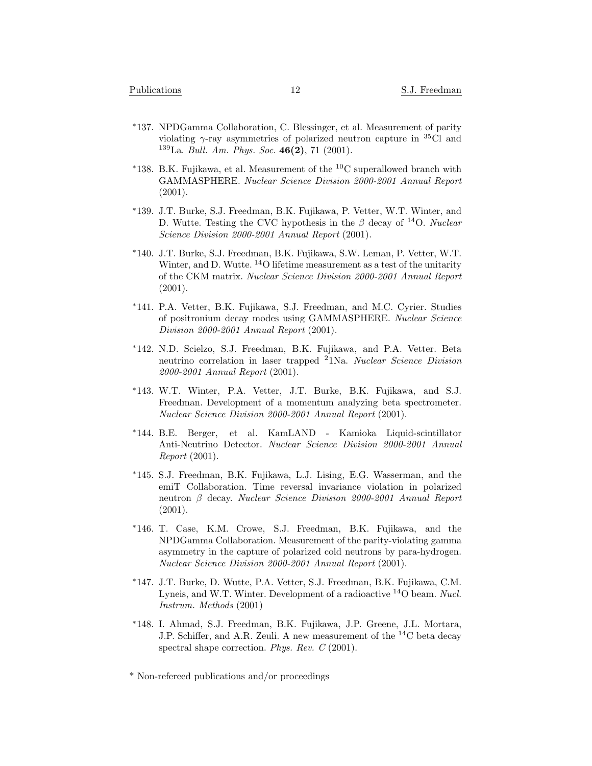*137. NPDGamma Collaboration, C. Blessinger, et al. Measurement of parity violating $\gamma$-ray asymmetries of polarized neutron capture in $^{35}$Cl and $^{139}$La. *Bull. Am. Phys. Soc.* **46(2)**, 71 (2001).

*138. B.K. Fujikawa, et al. Measurement of the $^{10}$C superallowed branch with GAMMASPHERE. *Nuclear Science Division 2000-2001 Annual Report* (2001).

*139. J.T. Burke, S.J. Freedman, B.K. Fujikawa, P. Vetter, W.T. Winter, and D. Wutte. Testing the CVC hypothesis in the $\beta$ decay of $^{14}$O. *Nuclear Science Division 2000-2001 Annual Report* (2001).

*140. J.T. Burke, S.J. Freedman, B.K. Fujikawa, S.W. Leman, P. Vetter, W.T. Winter, and D. Wutte. $^{14}$O lifetime measurement as a test of the unitarity of the CKM matrix. *Nuclear Science Division 2000-2001 Annual Report* (2001).

*141. P.A. Vetter, B.K. Fujikawa, S.J. Freedman, and M.C. Cyrier. Studies of positronium decay modes using GAMMASPHERE. *Nuclear Science Division 2000-2001 Annual Report* (2001).

*142. N.D. Scielzo, S.J. Freedman, B.K. Fujikawa, and P.A. Vetter. Beta neutrino correlation in laser trapped $^{2}$1Na. *Nuclear Science Division 2000-2001 Annual Report* (2001).

*143. W.T. Winter, P.A. Vetter, J.T. Burke, B.K. Fujikawa, and S.J. Freedman. Development of a momentum analyzing beta spectrometer. *Nuclear Science Division 2000-2001 Annual Report* (2001).

*144. B.E. Berger, et al. KamLAND - Kamioka Liquid-scintillator Anti-Neutrino Detector. *Nuclear Science Division 2000-2001 Annual Report* (2001).

*145. S.J. Freedman, B.K. Fujikawa, L.J. Lising, E.G. Wasserman, and the emiT Collaboration. Time reversal invariance violation in polarized neutron $\beta$ decay. *Nuclear Science Division 2000-2001 Annual Report* (2001).

*146. T. Case, K.M. Crowe, S.J. Freedman, B.K. Fujikawa, and the NPDGamma Collaboration. Measurement of the parity-violating gamma asymmetry in the capture of polarized cold neutrons by para-hydrogen. *Nuclear Science Division 2000-2001 Annual Report* (2001).

*147. J.T. Burke, D. Wutte, P.A. Vetter, S.J. Freedman, B.K. Fujikawa, C.M. Lyneis, and W.T. Winter. Development of a radioactive $^{14}$O beam. *Nucl. Instrum. Methods* (2001)

*148. I. Ahmad, S.J. Freedman, B.K. Fujikawa, J.P. Greene, J.L. Mortara, J.P. Schiffer, and A.R. Zeuli. A new measurement of the $^{14}$C beta decay spectral shape correction. *Phys. Rev. C* (2001).

* Non-refereed publications and/or proceedings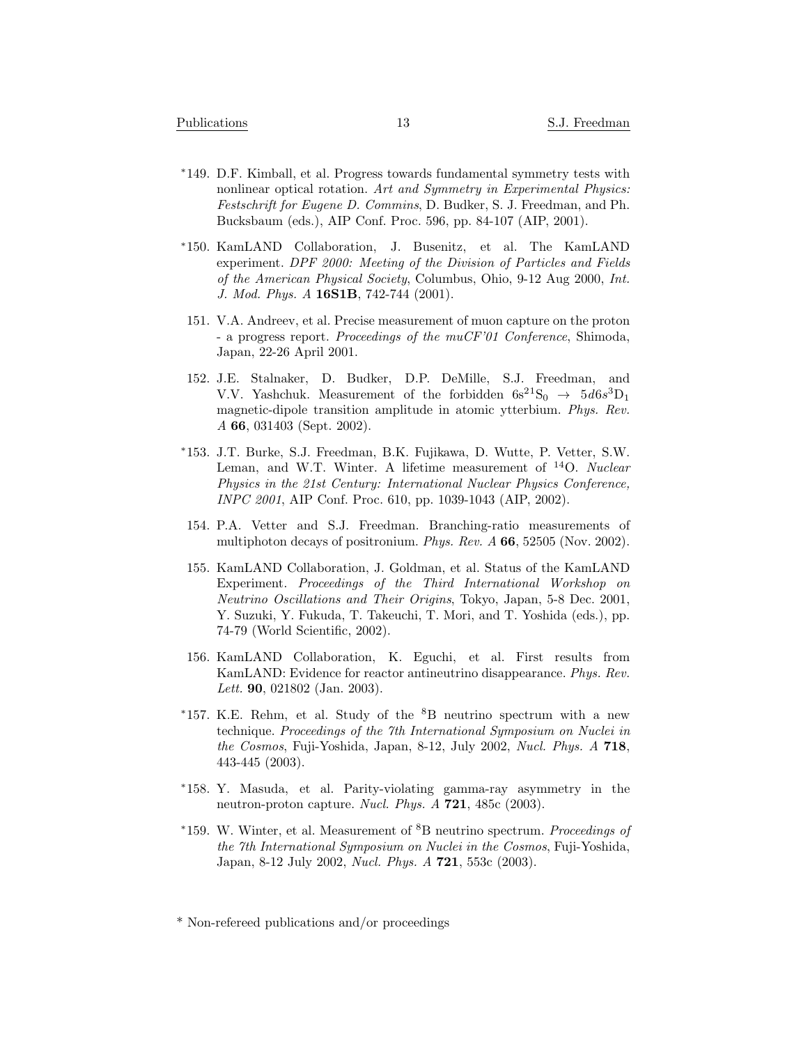*149. D.F. Kimball, et al. Progress towards fundamental symmetry tests with nonlinear optical rotation. *Art and Symmetry in Experimental Physics: Festschrift for Eugene D. Commins*, D. Budker, S. J. Freedman, and Ph. Bucksbaum (eds.), AIP Conf. Proc. 596, pp. 84-107 (AIP, 2001).

*150. KamLAND Collaboration, J. Busenitz, et al. The KamLAND experiment. *DPF 2000: Meeting of the Division of Particles and Fields of the American Physical Society*, Columbus, Ohio, 9-12 Aug 2000, *Int. J. Mod. Phys. A* **16S1B**, 742-744 (2001).

151. V.A. Andreev, et al. Precise measurement of muon capture on the proton - a progress report. *Proceedings of the muCF'01 Conference*, Shimoda, Japan, 22-26 April 2001.

152. J.E. Stalnaker, D. Budker, D.P. DeMille, S.J. Freedman, and V.V. Yashchuk. Measurement of the forbidden $6s^{2\,1}S_0 \rightarrow 5d6s^3D_1$ magnetic-dipole transition amplitude in atomic ytterbium. *Phys. Rev. A* **66**, 031403 (Sept. 2002).

*153. J.T. Burke, S.J. Freedman, B.K. Fujikawa, D. Wutte, P. Vetter, S.W. Leman, and W.T. Winter. A lifetime measurement of $^{14}$O. *Nuclear Physics in the 21st Century: International Nuclear Physics Conference, INPC 2001*, AIP Conf. Proc. 610, pp. 1039-1043 (AIP, 2002).

154. P.A. Vetter and S.J. Freedman. Branching-ratio measurements of multiphoton decays of positronium. *Phys. Rev. A* **66**, 52505 (Nov. 2002).

155. KamLAND Collaboration, J. Goldman, et al. Status of the KamLAND Experiment. *Proceedings of the Third International Workshop on Neutrino Oscillations and Their Origins*, Tokyo, Japan, 5-8 Dec. 2001, Y. Suzuki, Y. Fukuda, T. Takeuchi, T. Mori, and T. Yoshida (eds.), pp. 74-79 (World Scientific, 2002).

156. KamLAND Collaboration, K. Eguchi, et al. First results from KamLAND: Evidence for reactor antineutrino disappearance. *Phys. Rev. Lett.* **90**, 021802 (Jan. 2003).

*157. K.E. Rehm, et al. Study of the $^8$B neutrino spectrum with a new technique. *Proceedings of the 7th International Symposium on Nuclei in the Cosmos*, Fuji-Yoshida, Japan, 8-12, July 2002, *Nucl. Phys. A* **718**, 443-445 (2003).

*158. Y. Masuda, et al. Parity-violating gamma-ray asymmetry in the neutron-proton capture. *Nucl. Phys. A* **721**, 485c (2003).

*159. W. Winter, et al. Measurement of $^8$B neutrino spectrum. *Proceedings of the 7th International Symposium on Nuclei in the Cosmos*, Fuji-Yoshida, Japan, 8-12 July 2002, *Nucl. Phys. A* **721**, 553c (2003).

* Non-refereed publications and/or proceedings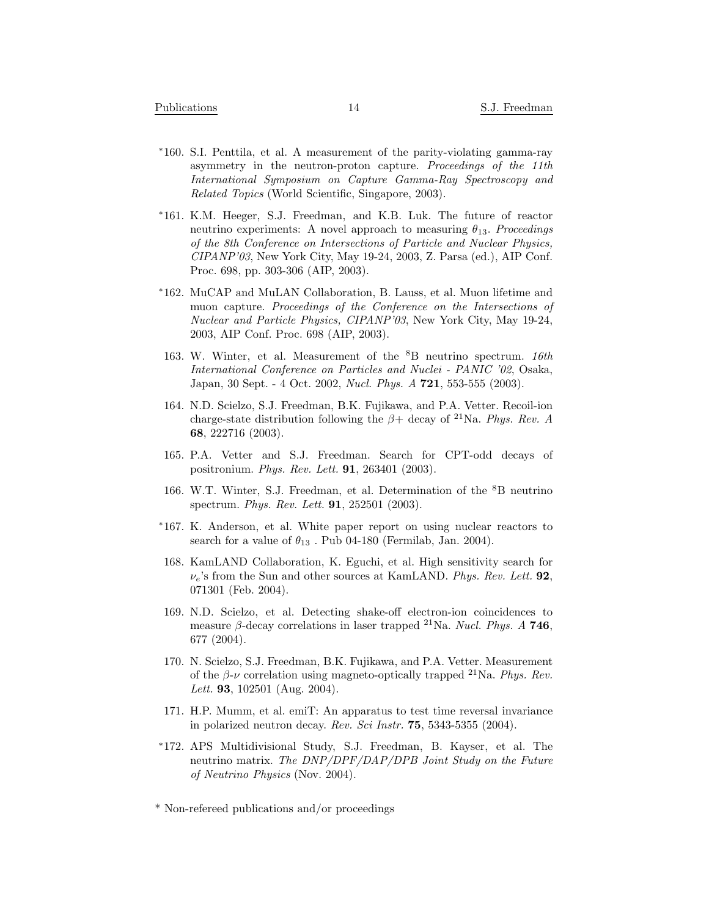*160. S.I. Penttila, et al. A measurement of the parity-violating gamma-ray asymmetry in the neutron-proton capture. *Proceedings of the 11th International Symposium on Capture Gamma-Ray Spectroscopy and Related Topics* (World Scientific, Singapore, 2003).

*161. K.M. Heeger, S.J. Freedman, and K.B. Luk. The future of reactor neutrino experiments: A novel approach to measuring $\theta_{13}$. *Proceedings of the 8th Conference on Intersections of Particle and Nuclear Physics, CIPANP'03*, New York City, May 19-24, 2003, Z. Parsa (ed.), AIP Conf. Proc. 698, pp. 303-306 (AIP, 2003).

*162. MuCAP and MuLAN Collaboration, B. Lauss, et al. Muon lifetime and muon capture. *Proceedings of the Conference on the Intersections of Nuclear and Particle Physics, CIPANP'03*, New York City, May 19-24, 2003, AIP Conf. Proc. 698 (AIP, 2003).

163. W. Winter, et al. Measurement of the $^{8}$B neutrino spectrum. *16th International Conference on Particles and Nuclei - PANIC '02*, Osaka, Japan, 30 Sept. - 4 Oct. 2002, *Nucl. Phys. A* **721**, 553-555 (2003).

164. N.D. Scielzo, S.J. Freedman, B.K. Fujikawa, and P.A. Vetter. Recoil-ion charge-state distribution following the $\beta+$ decay of $^{21}$Na. *Phys. Rev. A* **68**, 222716 (2003).

165. P.A. Vetter and S.J. Freedman. Search for CPT-odd decays of positronium. *Phys. Rev. Lett.* **91**, 263401 (2003).

166. W.T. Winter, S.J. Freedman, et al. Determination of the $^{8}$B neutrino spectrum. *Phys. Rev. Lett.* **91**, 252501 (2003).

*167. K. Anderson, et al. White paper report on using nuclear reactors to search for a value of $\theta_{13}$ . Pub 04-180 (Fermilab, Jan. 2004).

168. KamLAND Collaboration, K. Eguchi, et al. High sensitivity search for $\nu_e$'s from the Sun and other sources at KamLAND. *Phys. Rev. Lett.* **92**, 071301 (Feb. 2004).

169. N.D. Scielzo, et al. Detecting shake-off electron-ion coincidences to measure $\beta$-decay correlations in laser trapped $^{21}$Na. *Nucl. Phys. A* **746**, 677 (2004).

170. N. Scielzo, S.J. Freedman, B.K. Fujikawa, and P.A. Vetter. Measurement of the $\beta$-$\nu$ correlation using magneto-optically trapped $^{21}$Na. *Phys. Rev. Lett.* **93**, 102501 (Aug. 2004).

171. H.P. Mumm, et al. emiT: An apparatus to test time reversal invariance in polarized neutron decay. *Rev. Sci Instr.* **75**, 5343-5355 (2004).

*172. APS Multidivisional Study, S.J. Freedman, B. Kayser, et al. The neutrino matrix. *The DNP/DPF/DAP/DPB Joint Study on the Future of Neutrino Physics* (Nov. 2004).

* Non-refereed publications and/or proceedings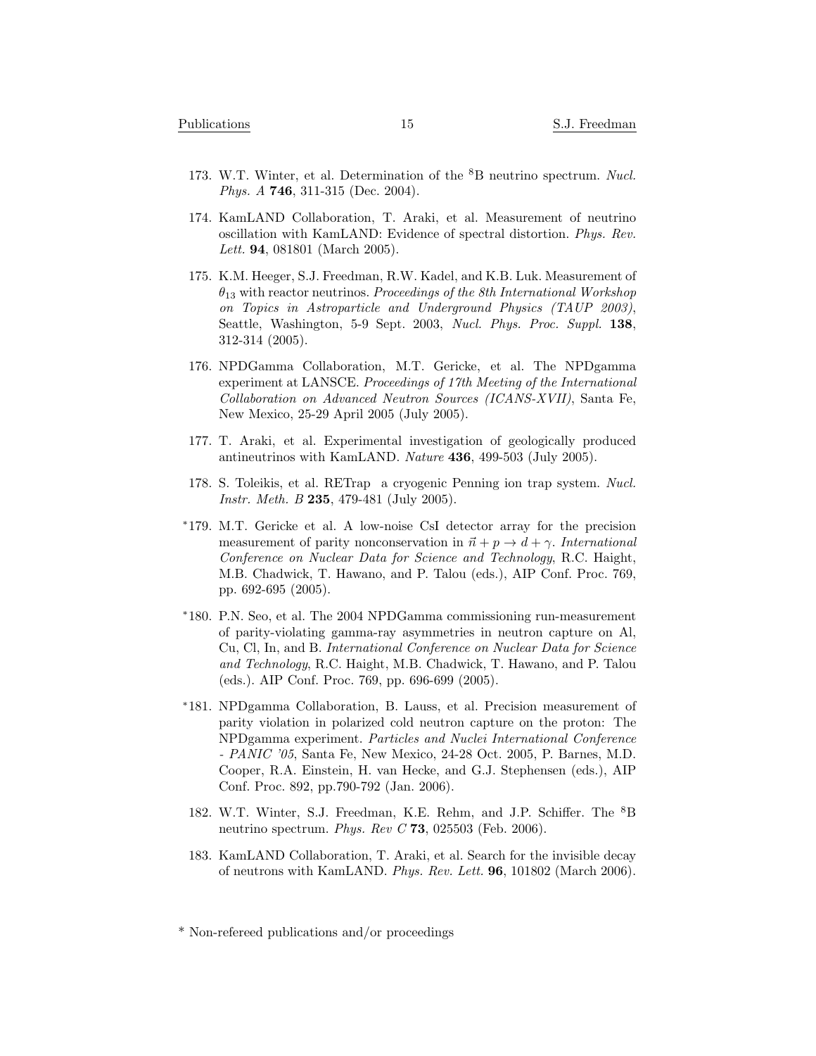173. W.T. Winter, et al. Determination of the $^8$B neutrino spectrum. *Nucl. Phys. A* **746**, 311-315 (Dec. 2004).

174. KamLAND Collaboration, T. Araki, et al. Measurement of neutrino oscillation with KamLAND: Evidence of spectral distortion. *Phys. Rev. Lett.* **94**, 081801 (March 2005).

175. K.M. Heeger, S.J. Freedman, R.W. Kadel, and K.B. Luk. Measurement of $\theta_{13}$ with reactor neutrinos. *Proceedings of the 8th International Workshop on Topics in Astroparticle and Underground Physics (TAUP 2003)*, Seattle, Washington, 5-9 Sept. 2003, *Nucl. Phys. Proc. Suppl.* **138**, 312-314 (2005).

176. NPDGamma Collaboration, M.T. Gericke, et al. The NPDgamma experiment at LANSCE. *Proceedings of 17th Meeting of the International Collaboration on Advanced Neutron Sources (ICANS-XVII)*, Santa Fe, New Mexico, 25-29 April 2005 (July 2005).

177. T. Araki, et al. Experimental investigation of geologically produced antineutrinos with KamLAND. *Nature* **436**, 499-503 (July 2005).

178. S. Toleikis, et al. RETrap a cryogenic Penning ion trap system. *Nucl. Instr. Meth. B* **235**, 479-481 (July 2005).

*179. M.T. Gericke et al. A low-noise CsI detector array for the precision measurement of parity nonconservation in $\vec{n} + p \rightarrow d + \gamma$. *International Conference on Nuclear Data for Science and Technology*, R.C. Haight, M.B. Chadwick, T. Hawano, and P. Talou (eds.), AIP Conf. Proc. 769, pp. 692-695 (2005).

*180. P.N. Seo, et al. The 2004 NPDGamma commissioning run-measurement of parity-violating gamma-ray asymmetries in neutron capture on Al, Cu, Cl, In, and B. *International Conference on Nuclear Data for Science and Technology*, R.C. Haight, M.B. Chadwick, T. Hawano, and P. Talou (eds.). AIP Conf. Proc. 769, pp. 696-699 (2005).

*181. NPDgamma Collaboration, B. Lauss, et al. Precision measurement of parity violation in polarized cold neutron capture on the proton: The NPDgamma experiment. *Particles and Nuclei International Conference - PANIC '05*, Santa Fe, New Mexico, 24-28 Oct. 2005, P. Barnes, M.D. Cooper, R.A. Einstein, H. van Hecke, and G.J. Stephensen (eds.), AIP Conf. Proc. 892, pp.790-792 (Jan. 2006).

182. W.T. Winter, S.J. Freedman, K.E. Rehm, and J.P. Schiffer. The $^8$B neutrino spectrum. *Phys. Rev C* **73**, 025503 (Feb. 2006).

183. KamLAND Collaboration, T. Araki, et al. Search for the invisible decay of neutrons with KamLAND. *Phys. Rev. Lett.* **96**, 101802 (March 2006).

* Non-refereed publications and/or proceedings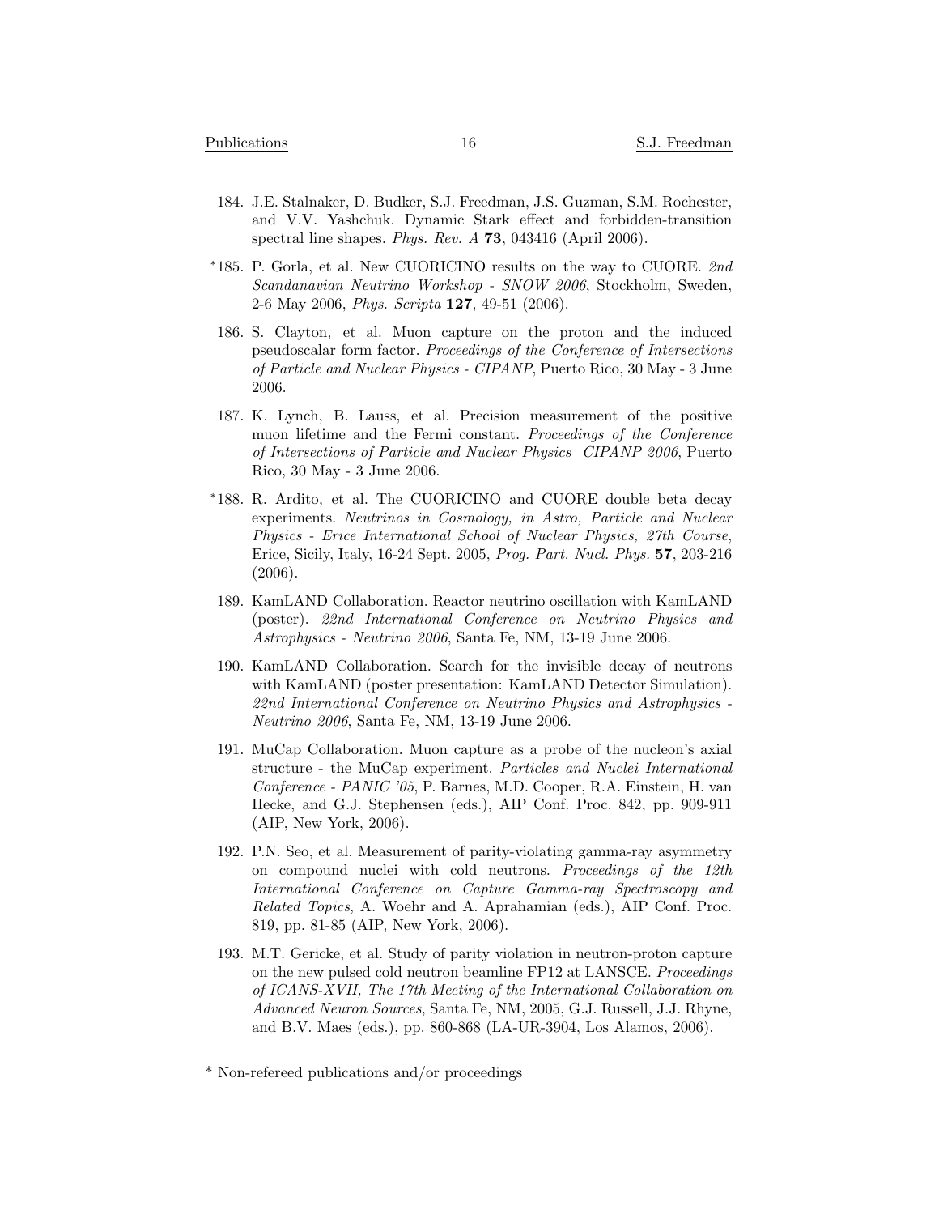184. J.E. Stalnaker, D. Budker, S.J. Freedman, J.S. Guzman, S.M. Rochester, and V.V. Yashchuk. Dynamic Stark effect and forbidden-transition spectral line shapes. *Phys. Rev. A* **73**, 043416 (April 2006).

*185. P. Gorla, et al. New CUORICINO results on the way to CUORE. *2nd Scandanavian Neutrino Workshop - SNOW 2006*, Stockholm, Sweden, 2-6 May 2006, *Phys. Scripta* **127**, 49-51 (2006).

186. S. Clayton, et al. Muon capture on the proton and the induced pseudoscalar form factor. *Proceedings of the Conference of Intersections of Particle and Nuclear Physics - CIPANP*, Puerto Rico, 30 May - 3 June 2006.

187. K. Lynch, B. Lauss, et al. Precision measurement of the positive muon lifetime and the Fermi constant. *Proceedings of the Conference of Intersections of Particle and Nuclear Physics CIPANP 2006*, Puerto Rico, 30 May - 3 June 2006.

*188. R. Ardito, et al. The CUORICINO and CUORE double beta decay experiments. *Neutrinos in Cosmology, in Astro, Particle and Nuclear Physics - Erice International School of Nuclear Physics, 27th Course*, Erice, Sicily, Italy, 16-24 Sept. 2005, *Prog. Part. Nucl. Phys.* **57**, 203-216 (2006).

189. KamLAND Collaboration. Reactor neutrino oscillation with KamLAND (poster). *22nd International Conference on Neutrino Physics and Astrophysics - Neutrino 2006*, Santa Fe, NM, 13-19 June 2006.

190. KamLAND Collaboration. Search for the invisible decay of neutrons with KamLAND (poster presentation: KamLAND Detector Simulation). *22nd International Conference on Neutrino Physics and Astrophysics - Neutrino 2006*, Santa Fe, NM, 13-19 June 2006.

191. MuCap Collaboration. Muon capture as a probe of the nucleon's axial structure - the MuCap experiment. *Particles and Nuclei International Conference - PANIC '05*, P. Barnes, M.D. Cooper, R.A. Einstein, H. van Hecke, and G.J. Stephensen (eds.), AIP Conf. Proc. 842, pp. 909-911 (AIP, New York, 2006).

192. P.N. Seo, et al. Measurement of parity-violating gamma-ray asymmetry on compound nuclei with cold neutrons. *Proceedings of the 12th International Conference on Capture Gamma-ray Spectroscopy and Related Topics*, A. Woehr and A. Aprahamian (eds.), AIP Conf. Proc. 819, pp. 81-85 (AIP, New York, 2006).

193. M.T. Gericke, et al. Study of parity violation in neutron-proton capture on the new pulsed cold neutron beamline FP12 at LANSCE. *Proceedings of ICANS-XVII, The 17th Meeting of the International Collaboration on Advanced Neuron Sources*, Santa Fe, NM, 2005, G.J. Russell, J.J. Rhyne, and B.V. Maes (eds.), pp. 860-868 (LA-UR-3904, Los Alamos, 2006).

* Non-refereed publications and/or proceedings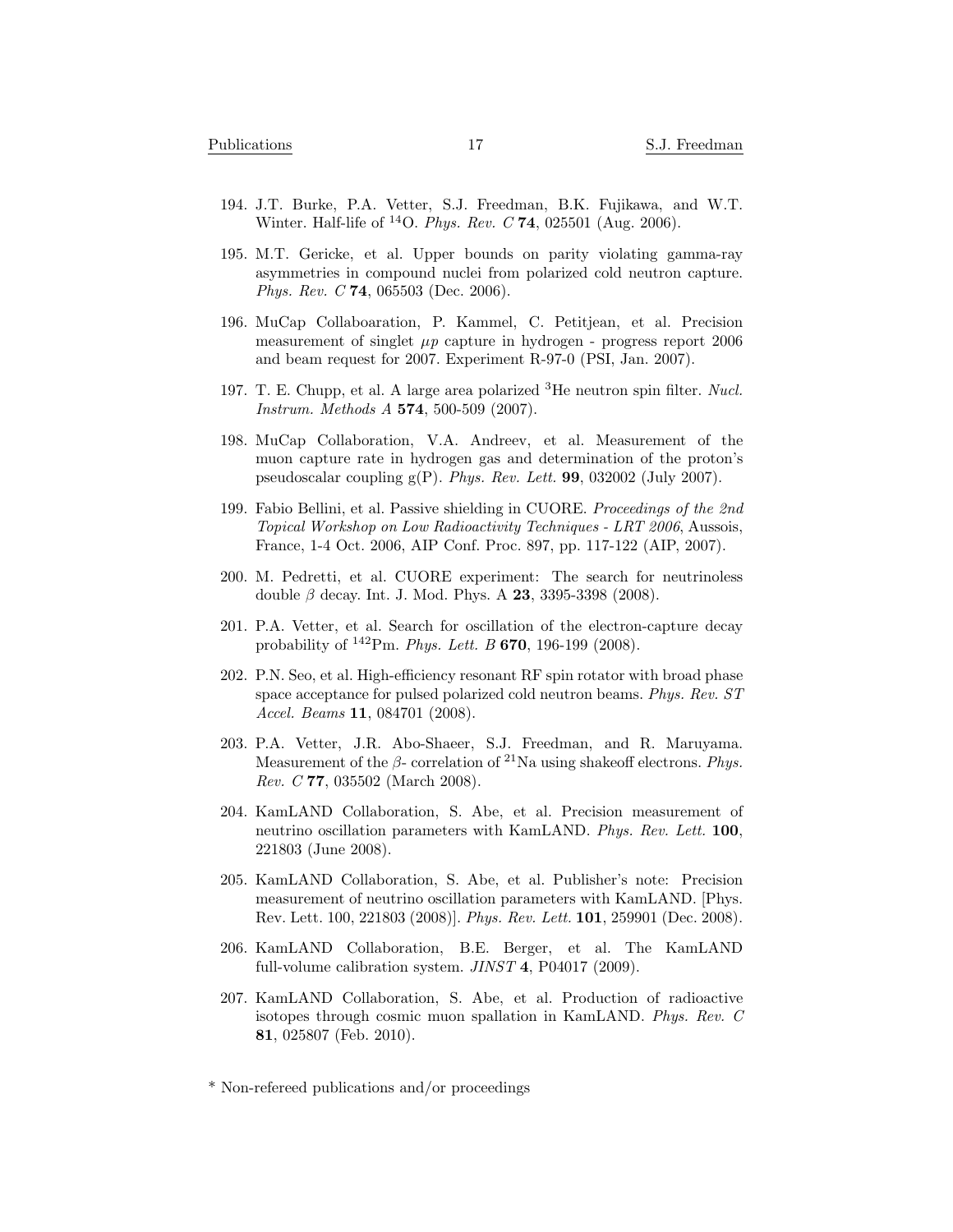194. J.T. Burke, P.A. Vetter, S.J. Freedman, B.K. Fujikawa, and W.T. Winter. Half-life of $^{14}$O. *Phys. Rev. C* **74**, 025501 (Aug. 2006).

195. M.T. Gericke, et al. Upper bounds on parity violating gamma-ray asymmetries in compound nuclei from polarized cold neutron capture. *Phys. Rev. C* **74**, 065503 (Dec. 2006).

196. MuCap Collaboaration, P. Kammel, C. Petitjean, et al. Precision measurement of singlet $\mu p$ capture in hydrogen - progress report 2006 and beam request for 2007. Experiment R-97-0 (PSI, Jan. 2007).

197. T. E. Chupp, et al. A large area polarized $^{3}$He neutron spin filter. *Nucl. Instrum. Methods A* **574**, 500-509 (2007).

198. MuCap Collaboration, V.A. Andreev, et al. Measurement of the muon capture rate in hydrogen gas and determination of the proton's pseudoscalar coupling g(P). *Phys. Rev. Lett.* **99**, 032002 (July 2007).

199. Fabio Bellini, et al. Passive shielding in CUORE. *Proceedings of the 2nd Topical Workshop on Low Radioactivity Techniques - LRT 2006*, Aussois, France, 1-4 Oct. 2006, AIP Conf. Proc. 897, pp. 117-122 (AIP, 2007).

200. M. Pedretti, et al. CUORE experiment: The search for neutrinoless double $\beta$ decay. Int. J. Mod. Phys. A **23**, 3395-3398 (2008).

201. P.A. Vetter, et al. Search for oscillation of the electron-capture decay probability of $^{142}$Pm. *Phys. Lett. B* **670**, 196-199 (2008).

202. P.N. Seo, et al. High-efficiency resonant RF spin rotator with broad phase space acceptance for pulsed polarized cold neutron beams. *Phys. Rev. ST Accel. Beams* **11**, 084701 (2008).

203. P.A. Vetter, J.R. Abo-Shaeer, S.J. Freedman, and R. Maruyama. Measurement of the $\beta$- correlation of $^{21}$Na using shakeoff electrons. *Phys. Rev. C* **77**, 035502 (March 2008).

204. KamLAND Collaboration, S. Abe, et al. Precision measurement of neutrino oscillation parameters with KamLAND. *Phys. Rev. Lett.* **100**, 221803 (June 2008).

205. KamLAND Collaboration, S. Abe, et al. Publisher's note: Precision measurement of neutrino oscillation parameters with KamLAND. [Phys. Rev. Lett. 100, 221803 (2008)]. *Phys. Rev. Lett.* **101**, 259901 (Dec. 2008).

206. KamLAND Collaboration, B.E. Berger, et al. The KamLAND full-volume calibration system. *JINST* **4**, P04017 (2009).

207. KamLAND Collaboration, S. Abe, et al. Production of radioactive isotopes through cosmic muon spallation in KamLAND. *Phys. Rev. C* **81**, 025807 (Feb. 2010).

* Non-refereed publications and/or proceedings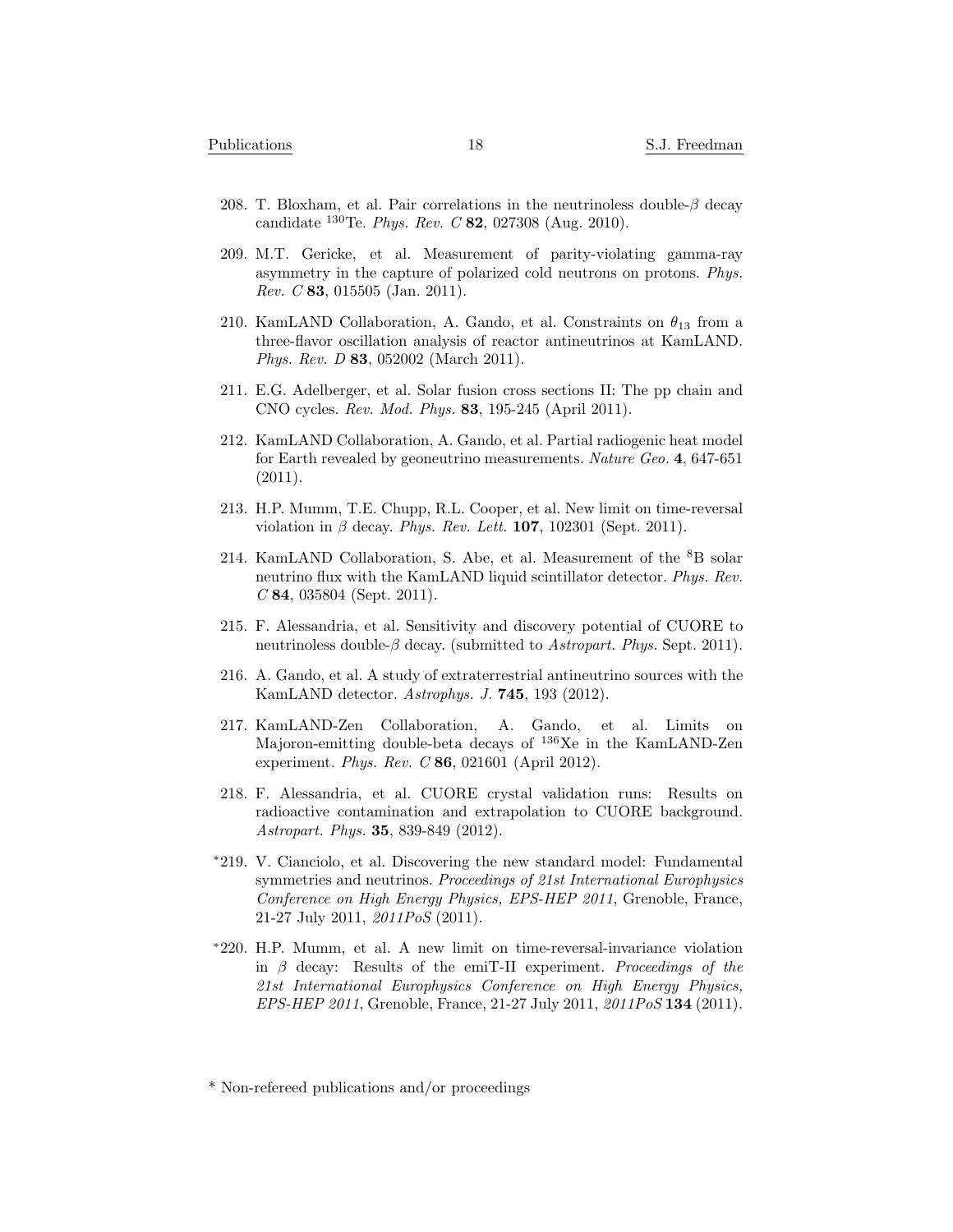208. T. Bloxham, et al. Pair correlations in the neutrinoless double-$\beta$ decay candidate $^{130}$Te. *Phys. Rev. C* **82**, 027308 (Aug. 2010).

209. M.T. Gericke, et al. Measurement of parity-violating gamma-ray asymmetry in the capture of polarized cold neutrons on protons. *Phys. Rev. C* **83**, 015505 (Jan. 2011).

210. KamLAND Collaboration, A. Gando, et al. Constraints on $\theta_{13}$ from a three-flavor oscillation analysis of reactor antineutrinos at KamLAND. *Phys. Rev. D* **83**, 052002 (March 2011).

211. E.G. Adelberger, et al. Solar fusion cross sections II: The pp chain and CNO cycles. *Rev. Mod. Phys.* **83**, 195-245 (April 2011).

212. KamLAND Collaboration, A. Gando, et al. Partial radiogenic heat model for Earth revealed by geoneutrino measurements. *Nature Geo.* **4**, 647-651 (2011).

213. H.P. Mumm, T.E. Chupp, R.L. Cooper, et al. New limit on time-reversal violation in $\beta$ decay. *Phys. Rev. Lett.* **107**, 102301 (Sept. 2011).

214. KamLAND Collaboration, S. Abe, et al. Measurement of the $^{8}$B solar neutrino flux with the KamLAND liquid scintillator detector. *Phys. Rev. C* **84**, 035804 (Sept. 2011).

215. F. Alessandria, et al. Sensitivity and discovery potential of CUORE to neutrinoless double-$\beta$ decay. (submitted to *Astropart. Phys.* Sept. 2011).

216. A. Gando, et al. A study of extraterrestrial antineutrino sources with the KamLAND detector. *Astrophys. J.* **745**, 193 (2012).

217. KamLAND-Zen Collaboration, A. Gando, et al. Limits on Majoron-emitting double-beta decays of $^{136}$Xe in the KamLAND-Zen experiment. *Phys. Rev. C* **86**, 021601 (April 2012).

218. F. Alessandria, et al. CUORE crystal validation runs: Results on radioactive contamination and extrapolation to CUORE background. *Astropart. Phys.* **35**, 839-849 (2012).

*219. V. Cianciolo, et al. Discovering the new standard model: Fundamental symmetries and neutrinos. *Proceedings of 21st International Europhysics Conference on High Energy Physics, EPS-HEP 2011*, Grenoble, France, 21-27 July 2011, *2011PoS* (2011).

*220. H.P. Mumm, et al. A new limit on time-reversal-invariance violation in $\beta$ decay: Results of the emiT-II experiment. *Proceedings of the 21st International Europhysics Conference on High Energy Physics, EPS-HEP 2011*, Grenoble, France, 21-27 July 2011, *2011PoS* **134** (2011).

* Non-refereed publications and/or proceedings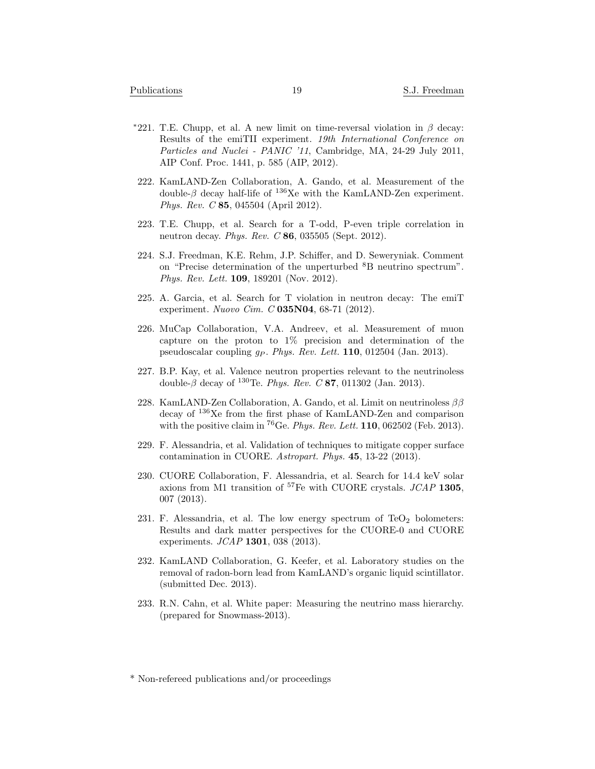*221. T.E. Chupp, et al. A new limit on time-reversal violation in $\beta$ decay: Results of the emiTII experiment. *19th International Conference on Particles and Nuclei - PANIC '11*, Cambridge, MA, 24-29 July 2011, AIP Conf. Proc. 1441, p. 585 (AIP, 2012).

222. KamLAND-Zen Collaboration, A. Gando, et al. Measurement of the double-$\beta$ decay half-life of $^{136}$Xe with the KamLAND-Zen experiment. *Phys. Rev. C* **85**, 045504 (April 2012).

223. T.E. Chupp, et al. Search for a T-odd, P-even triple correlation in neutron decay. *Phys. Rev. C* **86**, 035505 (Sept. 2012).

224. S.J. Freedman, K.E. Rehm, J.P. Schiffer, and D. Seweryniak. Comment on "Precise determination of the unperturbed $^{8}$B neutrino spectrum". *Phys. Rev. Lett.* **109**, 189201 (Nov. 2012).

225. A. Garcia, et al. Search for T violation in neutron decay: The emiT experiment. *Nuovo Cim. C* **035N04**, 68-71 (2012).

226. MuCap Collaboration, V.A. Andreev, et al. Measurement of muon capture on the proton to 1% precision and determination of the pseudoscalar coupling $g_P$. *Phys. Rev. Lett.* **110**, 012504 (Jan. 2013).

227. B.P. Kay, et al. Valence neutron properties relevant to the neutrinoless double-$\beta$ decay of $^{130}$Te. *Phys. Rev. C* **87**, 011302 (Jan. 2013).

228. KamLAND-Zen Collaboration, A. Gando, et al. Limit on neutrinoless $\beta\beta$ decay of $^{136}$Xe from the first phase of KamLAND-Zen and comparison with the positive claim in $^{76}$Ge. *Phys. Rev. Lett.* **110**, 062502 (Feb. 2013).

229. F. Alessandria, et al. Validation of techniques to mitigate copper surface contamination in CUORE. *Astropart. Phys.* **45**, 13-22 (2013).

230. CUORE Collaboration, F. Alessandria, et al. Search for 14.4 keV solar axions from M1 transition of $^{57}$Fe with CUORE crystals. *JCAP* **1305**, 007 (2013).

231. F. Alessandria, et al. The low energy spectrum of $TeO_2$ bolometers: Results and dark matter perspectives for the CUORE-0 and CUORE experiments. *JCAP* **1301**, 038 (2013).

232. KamLAND Collaboration, G. Keefer, et al. Laboratory studies on the removal of radon-born lead from KamLAND's organic liquid scintillator. (submitted Dec. 2013).

233. R.N. Cahn, et al. White paper: Measuring the neutrino mass hierarchy. (prepared for Snowmass-2013).

\* Non-refereed publications and/or proceedings